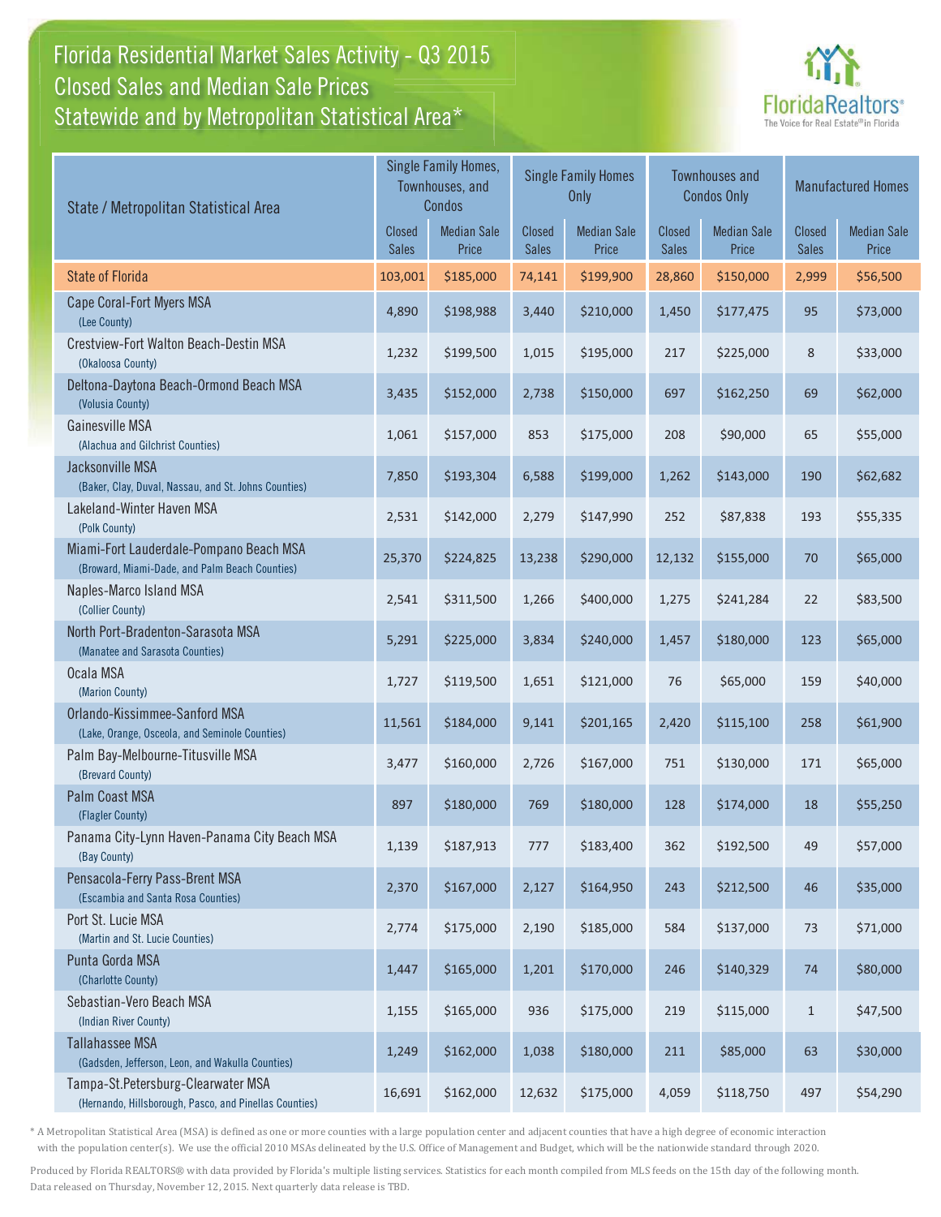# Florida Residential Market Sales Activity - Q3 2015
## Closed Sales and Median Sale Prices
## Statewide and by Metropolitan Statistical Area*

FloridaRealtors® The Voice for Real Estate® in Florida

| State / Metropolitan Statistical Area | Single Family Homes, Townhouses, and Condos | | Single Family Homes Only | | Townhouses and Condos Only | | Manufactured Homes | |
|---|---|---|---|---|---|---|---|---|
| | Closed Sales | Median Sale Price | Closed Sales | Median Sale Price | Closed Sales | Median Sale Price | Closed Sales | Median Sale Price |
| State of Florida | 103,001 | $185,000 | 74,141 | $199,900 | 28,860 | $150,000 | 2,999 | $56,500 |
| Cape Coral-Fort Myers MSA (Lee County) | 4,890 | $198,988 | 3,440 | $210,000 | 1,450 | $177,475 | 95 | $73,000 |
| Crestview-Fort Walton Beach-Destin MSA (Okaloosa County) | 1,232 | $199,500 | 1,015 | $195,000 | 217 | $225,000 | 8 | $33,000 |
| Deltona-Daytona Beach-Ormond Beach MSA (Volusia County) | 3,435 | $152,000 | 2,738 | $150,000 | 697 | $162,250 | 69 | $62,000 |
| Gainesville MSA (Alachua and Gilchrist Counties) | 1,061 | $157,000 | 853 | $175,000 | 208 | $90,000 | 65 | $55,000 |
| Jacksonville MSA (Baker, Clay, Duval, Nassau, and St. Johns Counties) | 7,850 | $193,304 | 6,588 | $199,000 | 1,262 | $143,000 | 190 | $62,682 |
| Lakeland-Winter Haven MSA (Polk County) | 2,531 | $142,000 | 2,279 | $147,990 | 252 | $87,838 | 193 | $55,335 |
| Miami-Fort Lauderdale-Pompano Beach MSA (Broward, Miami-Dade, and Palm Beach Counties) | 25,370 | $224,825 | 13,238 | $290,000 | 12,132 | $155,000 | 70 | $65,000 |
| Naples-Marco Island MSA (Collier County) | 2,541 | $311,500 | 1,266 | $400,000 | 1,275 | $241,284 | 22 | $83,500 |
| North Port-Bradenton-Sarasota MSA (Manatee and Sarasota Counties) | 5,291 | $225,000 | 3,834 | $240,000 | 1,457 | $180,000 | 123 | $65,000 |
| Ocala MSA (Marion County) | 1,727 | $119,500 | 1,651 | $121,000 | 76 | $65,000 | 159 | $40,000 |
| Orlando-Kissimmee-Sanford MSA (Lake, Orange, Osceola, and Seminole Counties) | 11,561 | $184,000 | 9,141 | $201,165 | 2,420 | $115,100 | 258 | $61,900 |
| Palm Bay-Melbourne-Titusville MSA (Brevard County) | 3,477 | $160,000 | 2,726 | $167,000 | 751 | $130,000 | 171 | $65,000 |
| Palm Coast MSA (Flagler County) | 897 | $180,000 | 769 | $180,000 | 128 | $174,000 | 18 | $55,250 |
| Panama City-Lynn Haven-Panama City Beach MSA (Bay County) | 1,139 | $187,913 | 777 | $183,400 | 362 | $192,500 | 49 | $57,000 |
| Pensacola-Ferry Pass-Brent MSA (Escambia and Santa Rosa Counties) | 2,370 | $167,000 | 2,127 | $164,950 | 243 | $212,500 | 46 | $35,000 |
| Port St. Lucie MSA (Martin and St. Lucie Counties) | 2,774 | $175,000 | 2,190 | $185,000 | 584 | $137,000 | 73 | $71,000 |
| Punta Gorda MSA (Charlotte County) | 1,447 | $165,000 | 1,201 | $170,000 | 246 | $140,329 | 74 | $80,000 |
| Sebastian-Vero Beach MSA (Indian River County) | 1,155 | $165,000 | 936 | $175,000 | 219 | $115,000 | 1 | $47,500 |
| Tallahassee MSA (Gadsden, Jefferson, Leon, and Wakulla Counties) | 1,249 | $162,000 | 1,038 | $180,000 | 211 | $85,000 | 63 | $30,000 |
| Tampa-St.Petersburg-Clearwater MSA (Hernando, Hillsborough, Pasco, and Pinellas Counties) | 16,691 | $162,000 | 12,632 | $175,000 | 4,059 | $118,750 | 497 | $54,290 |

\* A Metropolitan Statistical Area (MSA) is defined as one or more counties with a large population center and adjacent counties that have a high degree of economic interaction with the population center(s). We use the official 2010 MSAs delineated by the U.S. Office of Management and Budget, which will be the nationwide standard through 2020.

Produced by Florida REALTORS® with data provided by Florida's multiple listing services. Statistics for each month compiled from MLS feeds on the 15th day of the following month. Data released on Thursday, November 12, 2015. Next quarterly data release is TBD.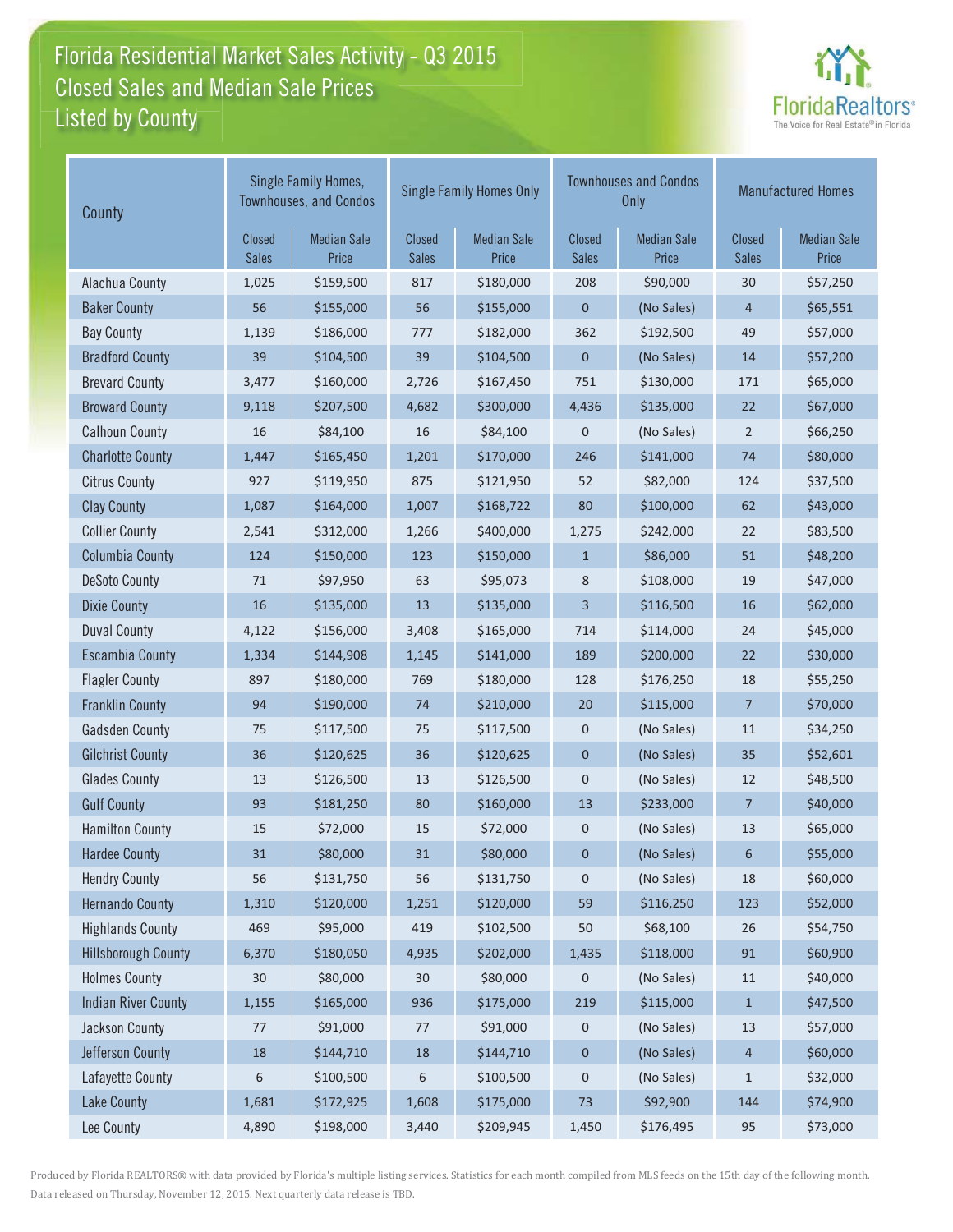# Florida Residential Market Sales Activity - Q3 2015
## Closed Sales and Median Sale Prices
## Listed by County

| County | Single Family Homes, Townhouses, and Condos | | Single Family Homes Only | | Townhouses and Condos Only | | Manufactured Homes | |
|---|---|---|---|---|---|---|---|---|
| | Closed Sales | Median Sale Price | Closed Sales | Median Sale Price | Closed Sales | Median Sale Price | Closed Sales | Median Sale Price |
| Alachua County | 1,025 | $159,500 | 817 | $180,000 | 208 | $90,000 | 30 | $57,250 |
| Baker County | 56 | $155,000 | 56 | $155,000 | 0 | (No Sales) | 4 | $65,551 |
| Bay County | 1,139 | $186,000 | 777 | $182,000 | 362 | $192,500 | 49 | $57,000 |
| Bradford County | 39 | $104,500 | 39 | $104,500 | 0 | (No Sales) | 14 | $57,200 |
| Brevard County | 3,477 | $160,000 | 2,726 | $167,450 | 751 | $130,000 | 171 | $65,000 |
| Broward County | 9,118 | $207,500 | 4,682 | $300,000 | 4,436 | $135,000 | 22 | $67,000 |
| Calhoun County | 16 | $84,100 | 16 | $84,100 | 0 | (No Sales) | 2 | $66,250 |
| Charlotte County | 1,447 | $165,450 | 1,201 | $170,000 | 246 | $141,000 | 74 | $80,000 |
| Citrus County | 927 | $119,950 | 875 | $121,950 | 52 | $82,000 | 124 | $37,500 |
| Clay County | 1,087 | $164,000 | 1,007 | $168,722 | 80 | $100,000 | 62 | $43,000 |
| Collier County | 2,541 | $312,000 | 1,266 | $400,000 | 1,275 | $242,000 | 22 | $83,500 |
| Columbia County | 124 | $150,000 | 123 | $150,000 | 1 | $86,000 | 51 | $48,200 |
| DeSoto County | 71 | $97,950 | 63 | $95,073 | 8 | $108,000 | 19 | $47,000 |
| Dixie County | 16 | $135,000 | 13 | $135,000 | 3 | $116,500 | 16 | $62,000 |
| Duval County | 4,122 | $156,000 | 3,408 | $165,000 | 714 | $114,000 | 24 | $45,000 |
| Escambia County | 1,334 | $144,908 | 1,145 | $141,000 | 189 | $200,000 | 22 | $30,000 |
| Flagler County | 897 | $180,000 | 769 | $180,000 | 128 | $176,250 | 18 | $55,250 |
| Franklin County | 94 | $190,000 | 74 | $210,000 | 20 | $115,000 | 7 | $70,000 |
| Gadsden County | 75 | $117,500 | 75 | $117,500 | 0 | (No Sales) | 11 | $34,250 |
| Gilchrist County | 36 | $120,625 | 36 | $120,625 | 0 | (No Sales) | 35 | $52,601 |
| Glades County | 13 | $126,500 | 13 | $126,500 | 0 | (No Sales) | 12 | $48,500 |
| Gulf County | 93 | $181,250 | 80 | $160,000 | 13 | $233,000 | 7 | $40,000 |
| Hamilton County | 15 | $72,000 | 15 | $72,000 | 0 | (No Sales) | 13 | $65,000 |
| Hardee County | 31 | $80,000 | 31 | $80,000 | 0 | (No Sales) | 6 | $55,000 |
| Hendry County | 56 | $131,750 | 56 | $131,750 | 0 | (No Sales) | 18 | $60,000 |
| Hernando County | 1,310 | $120,000 | 1,251 | $120,000 | 59 | $116,250 | 123 | $52,000 |
| Highlands County | 469 | $95,000 | 419 | $102,500 | 50 | $68,100 | 26 | $54,750 |
| Hillsborough County | 6,370 | $180,050 | 4,935 | $202,000 | 1,435 | $118,000 | 91 | $60,900 |
| Holmes County | 30 | $80,000 | 30 | $80,000 | 0 | (No Sales) | 11 | $40,000 |
| Indian River County | 1,155 | $165,000 | 936 | $175,000 | 219 | $115,000 | 1 | $47,500 |
| Jackson County | 77 | $91,000 | 77 | $91,000 | 0 | (No Sales) | 13 | $57,000 |
| Jefferson County | 18 | $144,710 | 18 | $144,710 | 0 | (No Sales) | 4 | $60,000 |
| Lafayette County | 6 | $100,500 | 6 | $100,500 | 0 | (No Sales) | 1 | $32,000 |
| Lake County | 1,681 | $172,925 | 1,608 | $175,000 | 73 | $92,900 | 144 | $74,900 |
| Lee County | 4,890 | $198,000 | 3,440 | $209,945 | 1,450 | $176,495 | 95 | $73,000 |

Produced by Florida REALTORS® with data provided by Florida's multiple listing services. Statistics for each month compiled from MLS feeds on the 15th day of the following month. Data released on Thursday, November 12, 2015. Next quarterly data release is TBD.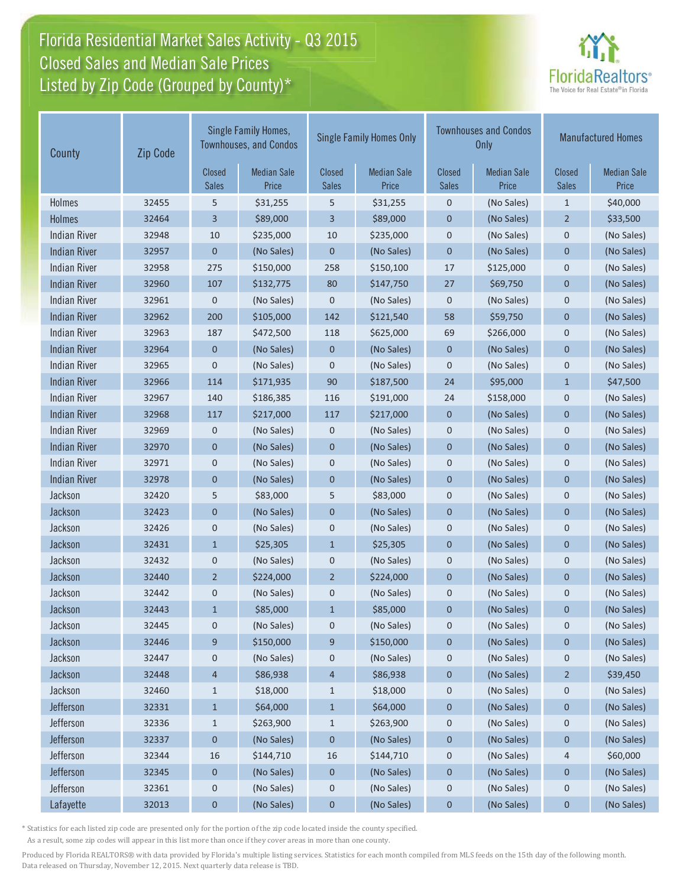# Florida Residential Market Sales Activity - Q3 2015
## Closed Sales and Median Sale Prices
## Listed by Zip Code (Grouped by County)*

| County | Zip Code | Single Family Homes, Townhouses, and Condos | | Single Family Homes Only | | Townhouses and Condos Only | | Manufactured Homes | |
|---|---|---|---|---|---|---|---|---|---|
| | | Closed Sales | Median Sale Price | Closed Sales | Median Sale Price | Closed Sales | Median Sale Price | Closed Sales | Median Sale Price |
| Holmes | 32455 | 5 | $31,255 | 5 | $31,255 | 0 | (No Sales) | 1 | $40,000 |
| Holmes | 32464 | 3 | $89,000 | 3 | $89,000 | 0 | (No Sales) | 2 | $33,500 |
| Indian River | 32948 | 10 | $235,000 | 10 | $235,000 | 0 | (No Sales) | 0 | (No Sales) |
| Indian River | 32957 | 0 | (No Sales) | 0 | (No Sales) | 0 | (No Sales) | 0 | (No Sales) |
| Indian River | 32958 | 275 | $150,000 | 258 | $150,100 | 17 | $125,000 | 0 | (No Sales) |
| Indian River | 32960 | 107 | $132,775 | 80 | $147,750 | 27 | $69,750 | 0 | (No Sales) |
| Indian River | 32961 | 0 | (No Sales) | 0 | (No Sales) | 0 | (No Sales) | 0 | (No Sales) |
| Indian River | 32962 | 200 | $105,000 | 142 | $121,540 | 58 | $59,750 | 0 | (No Sales) |
| Indian River | 32963 | 187 | $472,500 | 118 | $625,000 | 69 | $266,000 | 0 | (No Sales) |
| Indian River | 32964 | 0 | (No Sales) | 0 | (No Sales) | 0 | (No Sales) | 0 | (No Sales) |
| Indian River | 32965 | 0 | (No Sales) | 0 | (No Sales) | 0 | (No Sales) | 0 | (No Sales) |
| Indian River | 32966 | 114 | $171,935 | 90 | $187,500 | 24 | $95,000 | 1 | $47,500 |
| Indian River | 32967 | 140 | $186,385 | 116 | $191,000 | 24 | $158,000 | 0 | (No Sales) |
| Indian River | 32968 | 117 | $217,000 | 117 | $217,000 | 0 | (No Sales) | 0 | (No Sales) |
| Indian River | 32969 | 0 | (No Sales) | 0 | (No Sales) | 0 | (No Sales) | 0 | (No Sales) |
| Indian River | 32970 | 0 | (No Sales) | 0 | (No Sales) | 0 | (No Sales) | 0 | (No Sales) |
| Indian River | 32971 | 0 | (No Sales) | 0 | (No Sales) | 0 | (No Sales) | 0 | (No Sales) |
| Indian River | 32978 | 0 | (No Sales) | 0 | (No Sales) | 0 | (No Sales) | 0 | (No Sales) |
| Jackson | 32420 | 5 | $83,000 | 5 | $83,000 | 0 | (No Sales) | 0 | (No Sales) |
| Jackson | 32423 | 0 | (No Sales) | 0 | (No Sales) | 0 | (No Sales) | 0 | (No Sales) |
| Jackson | 32426 | 0 | (No Sales) | 0 | (No Sales) | 0 | (No Sales) | 0 | (No Sales) |
| Jackson | 32431 | 1 | $25,305 | 1 | $25,305 | 0 | (No Sales) | 0 | (No Sales) |
| Jackson | 32432 | 0 | (No Sales) | 0 | (No Sales) | 0 | (No Sales) | 0 | (No Sales) |
| Jackson | 32440 | 2 | $224,000 | 2 | $224,000 | 0 | (No Sales) | 0 | (No Sales) |
| Jackson | 32442 | 0 | (No Sales) | 0 | (No Sales) | 0 | (No Sales) | 0 | (No Sales) |
| Jackson | 32443 | 1 | $85,000 | 1 | $85,000 | 0 | (No Sales) | 0 | (No Sales) |
| Jackson | 32445 | 0 | (No Sales) | 0 | (No Sales) | 0 | (No Sales) | 0 | (No Sales) |
| Jackson | 32446 | 9 | $150,000 | 9 | $150,000 | 0 | (No Sales) | 0 | (No Sales) |
| Jackson | 32447 | 0 | (No Sales) | 0 | (No Sales) | 0 | (No Sales) | 0 | (No Sales) |
| Jackson | 32448 | 4 | $86,938 | 4 | $86,938 | 0 | (No Sales) | 2 | $39,450 |
| Jackson | 32460 | 1 | $18,000 | 1 | $18,000 | 0 | (No Sales) | 0 | (No Sales) |
| Jefferson | 32331 | 1 | $64,000 | 1 | $64,000 | 0 | (No Sales) | 0 | (No Sales) |
| Jefferson | 32336 | 1 | $263,900 | 1 | $263,900 | 0 | (No Sales) | 0 | (No Sales) |
| Jefferson | 32337 | 0 | (No Sales) | 0 | (No Sales) | 0 | (No Sales) | 0 | (No Sales) |
| Jefferson | 32344 | 16 | $144,710 | 16 | $144,710 | 0 | (No Sales) | 4 | $60,000 |
| Jefferson | 32345 | 0 | (No Sales) | 0 | (No Sales) | 0 | (No Sales) | 0 | (No Sales) |
| Jefferson | 32361 | 0 | (No Sales) | 0 | (No Sales) | 0 | (No Sales) | 0 | (No Sales) |
| Lafayette | 32013 | 0 | (No Sales) | 0 | (No Sales) | 0 | (No Sales) | 0 | (No Sales) |

\* Statistics for each listed zip code are presented only for the portion of the zip code located inside the county specified. As a result, some zip codes will appear in this list more than once if they cover areas in more than one county.

Produced by Florida REALTORS® with data provided by Florida's multiple listing services. Statistics for each month compiled from MLS feeds on the 15th day of the following month. Data released on Thursday, November 12, 2015. Next quarterly data release is TBD.